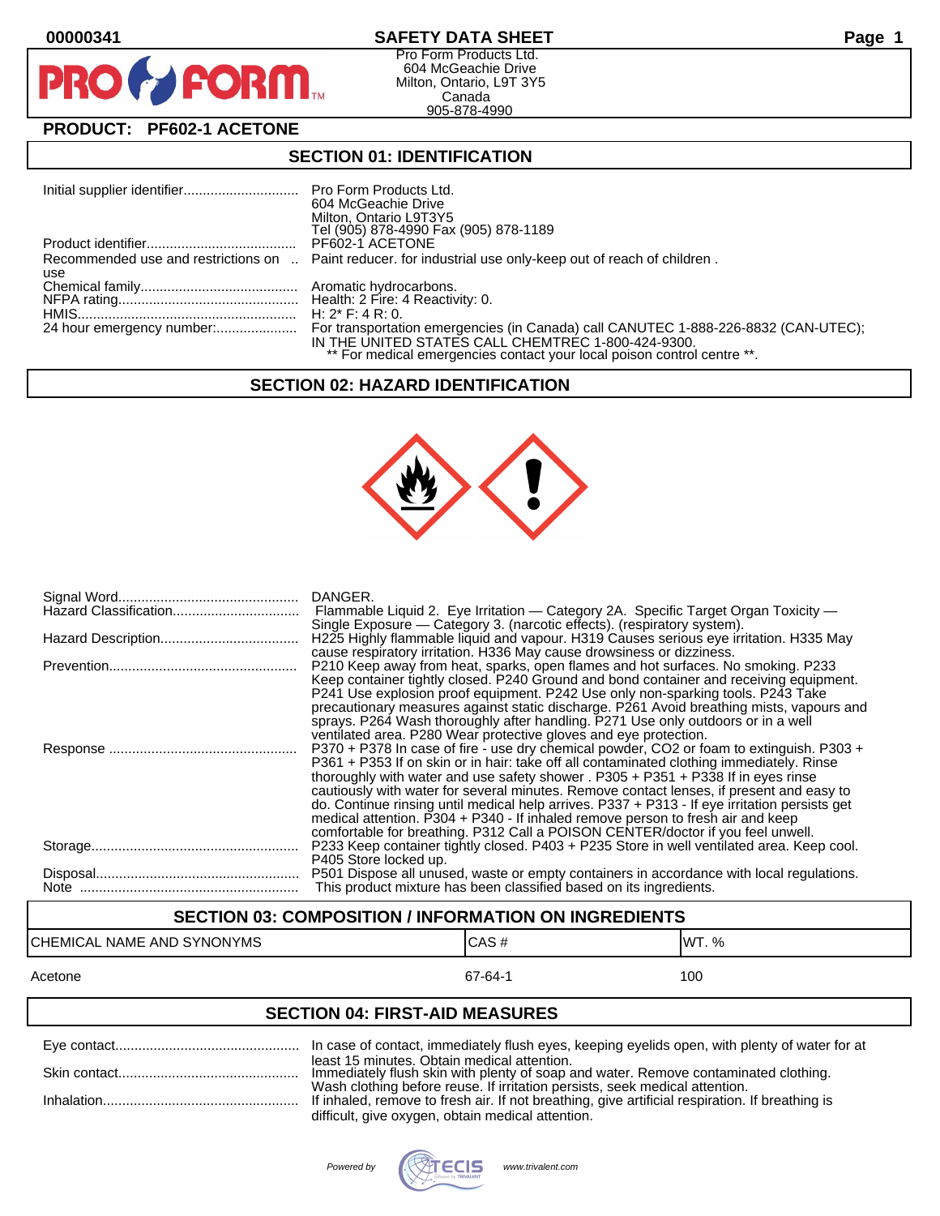00000341 **SAFETY DATA SHEET**

PRO FORM™

Pro Form Products Ltd.
604 McGeachie Drive
Milton, Ontario, L9T 3Y5
Canada
905-878-4990

**PRODUCT: PF602-1 ACETONE**

## SECTION 01: IDENTIFICATION

| | |
|---|---|
| Initial supplier identifier | Pro Form Products Ltd.<br>604 McGeachie Drive<br>Milton, Ontario L9T3Y5<br>Tel (905) 878-4990 Fax (905) 878-1189 |
| Product identifier | PF602-1 ACETONE |
| Recommended use and restrictions on use | Paint reducer. for industrial use only-keep out of reach of children . |
| Chemical family | Aromatic hydrocarbons. |
| NFPA rating | Health: 2 Fire: 4 Reactivity: 0. |
| HMIS | H: 2* F: 4 R: 0. |
| 24 hour emergency number: | For transportation emergencies (in Canada) call CANUTEC 1-888-226-8832 (CAN-UTEC); IN THE UNITED STATES CALL CHEMTREC 1-800-424-9300.<br>** For medical emergencies contact your local poison control centre **. |

## SECTION 02: HAZARD IDENTIFICATION

| | |
|---|---|
| Signal Word | DANGER. |
| Hazard Classification | Flammable Liquid 2. Eye Irritation — Category 2A. Specific Target Organ Toxicity — Single Exposure — Category 3. (narcotic effects). (respiratory system). |
| Hazard Description | H225 Highly flammable liquid and vapour. H319 Causes serious eye irritation. H335 May cause respiratory irritation. H336 May cause drowsiness or dizziness. |
| Prevention | P210 Keep away from heat, sparks, open flames and hot surfaces. No smoking. P233 Keep container tightly closed. P240 Ground and bond container and receiving equipment. P241 Use explosion proof equipment. P242 Use only non-sparking tools. P243 Take precautionary measures against static discharge. P261 Avoid breathing mists, vapours and sprays. P264 Wash thoroughly after handling. P271 Use only outdoors or in a well ventilated area. P280 Wear protective gloves and eye protection. |
| Response | P370 + P378 In case of fire - use dry chemical powder, CO2 or foam to extinguish. P303 + P361 + P353 If on skin or in hair: take off all contaminated clothing immediately. Rinse thoroughly with water and use safety shower . P305 + P351 + P338 If in eyes rinse cautiously with water for several minutes. Remove contact lenses, if present and easy to do. Continue rinsing until medical help arrives. P337 + P313 - If eye irritation persists get medical attention. P304 + P340 - If inhaled remove person to fresh air and keep comfortable for breathing. P312 Call a POISON CENTER/doctor if you feel unwell. |
| Storage | P233 Keep container tightly closed. P403 + P235 Store in well ventilated area. Keep cool. P405 Store locked up. |
| Disposal | P501 Dispose all unused, waste or empty containers in accordance with local regulations. |
| Note | This product mixture has been classified based on its ingredients. |

## SECTION 03: COMPOSITION / INFORMATION ON INGREDIENTS

| CHEMICAL NAME AND SYNONYMS | CAS # | WT. % |
|---|---|---|
| Acetone | 67-64-1 | 100 |

## SECTION 04: FIRST-AID MEASURES

| | |
|---|---|
| Eye contact | In case of contact, immediately flush eyes, keeping eyelids open, with plenty of water for at least 15 minutes. Obtain medical attention. |
| Skin contact | Immediately flush skin with plenty of soap and water. Remove contaminated clothing. Wash clothing before reuse. If irritation persists, seek medical attention. |
| Inhalation | If inhaled, remove to fresh air. If not breathing, give artificial respiration. If breathing is difficult, give oxygen, obtain medical attention. |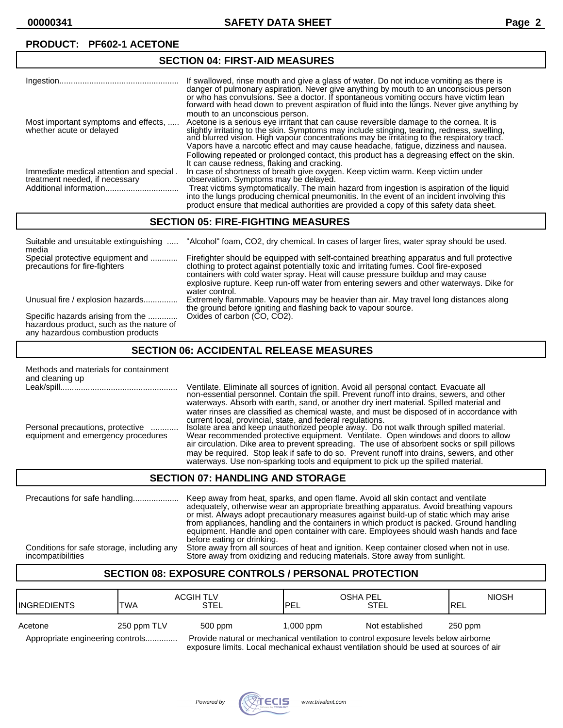**PRODUCT: PF602-1 ACETONE**

## SECTION 04: FIRST-AID MEASURES

**Ingestion**: If swallowed, rinse mouth and give a glass of water. Do not induce vomiting as there is danger of pulmonary aspiration. Never give anything by mouth to an unconscious person or who has convulsions. See a doctor. If spontaneous vomiting occurs have victim lean forward with head down to prevent aspiration of fluid into the lungs. Never give anything by mouth to an unconscious person.

**Most important symptoms and effects, whether acute or delayed**: Acetone is a serious eye irritant that can cause reversible damage to the cornea. It is slightly irritating to the skin. Symptoms may include stinging, tearing, redness, swelling, and blurred vision. High vapour concentrations may be irritating to the respiratory tract. Vapors have a narcotic effect and may cause headache, fatigue, dizziness and nausea. Following repeated or prolonged contact, this product has a degreasing effect on the skin. It can cause redness, flaking and cracking.

**Immediate medical attention and special treatment needed, if necessary**: In case of shortness of breath give oxygen. Keep victim warm. Keep victim under observation. Symptoms may be delayed.

**Additional information**: Treat victims symptomatically. The main hazard from ingestion is aspiration of the liquid into the lungs producing chemical pneumonitis. In the event of an incident involving this product ensure that medical authorities are provided a copy of this safety data sheet.

## SECTION 05: FIRE-FIGHTING MEASURES

**Suitable and unsuitable extinguishing media**: "Alcohol" foam, $CO_2$, dry chemical. In cases of larger fires, water spray should be used.

**Special protective equipment and precautions for fire-fighters**: Firefighter should be equipped with self-contained breathing apparatus and full protective clothing to protect against potentially toxic and irritating fumes. Cool fire-exposed containers with cold water spray. Heat will cause pressure buildup and may cause explosive rupture. Keep run-off water from entering sewers and other waterways. Dike for water control.

**Unusual fire / explosion hazards**: Extremely flammable. Vapours may be heavier than air. May travel long distances along the ground before igniting and flashing back to vapour source.

**Specific hazards arising from the hazardous product, such as the nature of any hazardous combustion products**: Oxides of carbon (CO, $CO_2$).

## SECTION 06: ACCIDENTAL RELEASE MEASURES

**Methods and materials for containment and cleaning up**

**Leak/spill**: Ventilate. Eliminate all sources of ignition. Avoid all personal contact. Evacuate all non-essential personnel. Contain the spill. Prevent runoff into drains, sewers, and other waterways. Absorb with earth, sand, or another dry inert material. Spilled material and water rinses are classified as chemical waste, and must be disposed of in accordance with current local, provincial, state, and federal regulations.

**Personal precautions, protective equipment and emergency procedures**: Isolate area and keep unauthorized people away. Do not walk through spilled material. Wear recommended protective equipment. Ventilate. Open windows and doors to allow air circulation. Dike area to prevent spreading. The use of absorbent socks or spill pillows may be required. Stop leak if safe to do so. Prevent runoff into drains, sewers, and other waterways. Use non-sparking tools and equipment to pick up the spilled material.

## SECTION 07: HANDLING AND STORAGE

**Precautions for safe handling**: Keep away from heat, sparks, and open flame. Avoid all skin contact and ventilate adequately, otherwise wear an appropriate breathing apparatus. Avoid breathing vapours or mist. Always adopt precautionary measures against build-up of static which may arise from appliances, handling and the containers in which product is packed. Ground handling equipment. Handle and open container with care. Employees should wash hands and face before eating or drinking.

**Conditions for safe storage, including any incompatibilities**: Store away from all sources of heat and ignition. Keep container closed when not in use. Store away from oxidizing and reducing materials. Store away from sunlight.

## SECTION 08: EXPOSURE CONTROLS / PERSONAL PROTECTION

| INGREDIENTS | ACGIH TLV TWA | ACGIH TLV STEL | OSHA PEL PEL | OSHA PEL STEL | NIOSH REL |
|---|---|---|---|---|---|
| Acetone | 250 ppm TLV | 500 ppm | 1,000 ppm | Not established | 250 ppm |

**Appropriate engineering controls**: Provide natural or mechanical ventilation to control exposure levels below airborne exposure limits. Local mechanical exhaust ventilation should be used at sources of air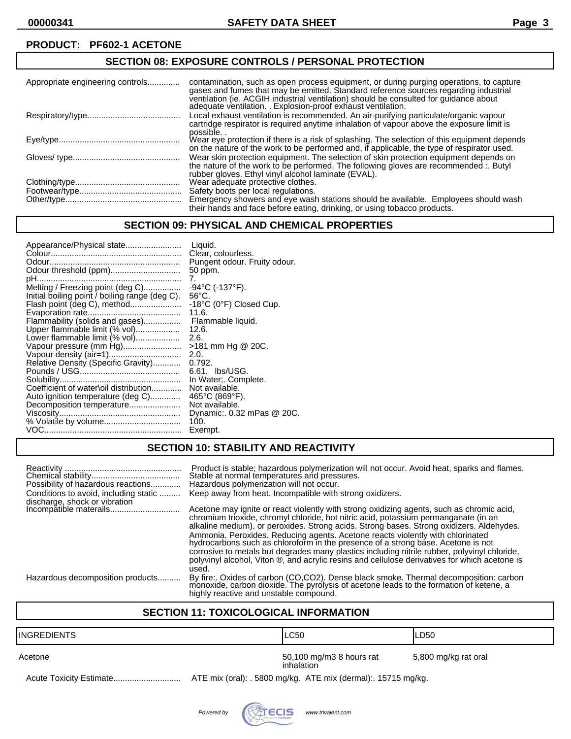**PRODUCT: PF602-1 ACETONE**

## SECTION 08: EXPOSURE CONTROLS / PERSONAL PROTECTION

| | |
|---|---|
| Appropriate engineering controls............. | contamination, such as open process equipment, or during purging operations, to capture gases and fumes that may be emitted. Standard reference sources regarding industrial ventilation (ie. ACGIH industrial ventilation) should be consulted for guidance about adequate ventilation. . Explosion-proof exhaust ventilation. |
| Respiratory/type........................................ | Local exhaust ventilation is recommended. An air-purifying particulate/organic vapour cartridge respirator is required anytime inhalation of vapour above the exposure limit is possible. . |
| Eye/type................................................... | Wear eye protection if there is a risk of splashing. The selection of this equipment depends on the nature of the work to be performed and, if applicable, the type of respirator used. |
| Gloves/ type............................................. | Wear skin protection equipment. The selection of skin protection equipment depends on the nature of the work to be performed. The following gloves are recommended :. Butyl rubber gloves. Ethyl vinyl alcohol laminate (EVAL). |
| Clothing/type............................................ | Wear adequate protective clothes. |
| Footwear/type........................................... | Safety boots per local regulations. |
| Other/type................................................. | Emergency showers and eye wash stations should be available. Employees should wash their hands and face before eating, drinking, or using tobacco products. |

## SECTION 09: PHYSICAL AND CHEMICAL PROPERTIES

| | |
|---|---|
| Appearance/Physical state........................ | Liquid. |
| Colour........................................................ | Clear, colourless. |
| Odour........................................................ | Pungent odour. Fruity odour. |
| Odour threshold (ppm)............................. | 50 ppm. |
| pH.............................................................. | 7. |
| Melting / Freezing point (deg C)................ | -94°C (-137°F). |
| Initial boiling point / boiling range (deg C). | 56°C. |
| Flash point (deg C), method...................... | -18°C (0°F) Closed Cup. |
| Evaporation rate........................................ | 11.6. |
| Flammability (solids and gases)................ | Flammable liquid. |
| Upper flammable limit (% vol)................... | 12.6. |
| Lower flammable limit (% vol)................... | 2.6. |
| Vapour pressure (mm Hg)......................... | >181 mm Hg @ 20C. |
| Vapour density (air=1).............................. | 2.0. |
| Relative Density (Specific Gravity)............ | 0.792. |
| Pounds / USG........................................... | 6.61. lbs/USG. |
| Solubility................................................... | In Water;. Complete. |
| Coefficient of water\oil distribution............. | Not available. |
| Auto ignition temperature (deg C)............. | 465°C (869°F). |
| Decomposition temperature...................... | Not available. |
| Viscosity.................................................... | Dynamic:. 0.32 mPas @ 20C. |
| % Volatile by volume................................ | 100. |
| VOC........................................................... | Exempt. |

## SECTION 10: STABILITY AND REACTIVITY

| | |
|---|---|
| Reactivity .................................................. | Product is stable; hazardous polymerization will not occur. Avoid heat, sparks and flames. |
| Chemical stability...................................... | Stable at normal temperatures and pressures. |
| Possibility of hazardous reactions............. | Hazardous polymerization will not occur. |
| Conditions to avoid, including static ......... discharge, shock or vibration | Keep away from heat. Incompatible with strong oxidizers. |
| Incompatible materails.............................. | Acetone may ignite or react violently with strong oxidizing agents, such as chromic acid, chromium trioxide, chromyl chloride, hot nitric acid, potassium permanganate (in an alkaline medium), or peroxides. Strong acids. Strong bases. Strong oxidizers. Aldehydes. Ammonia. Peroxides. Reducing agents. Acetone reacts violently with chlorinated hydrocarbons such as chloroform in the presence of a strong base. Acetone is not corrosive to metals but degrades many plastics including nitrile rubber, polyvinyl chloride, polyvinyl alcohol, Viton ®, and acrylic resins and cellulose derivatives for which acetone is used. |
| Hazardous decomposition products.......... | By fire:. Oxides of carbon (CO,CO2). Dense black smoke. Thermal decomposition: carbon monoxide, carbon dioxide. The pyrolysis of acetone leads to the formation of ketene, a highly reactive and unstable compound. |

## SECTION 11: TOXICOLOGICAL INFORMATION

| INGREDIENTS | LC50 | LD50 |
|---|---|---|
| Acetone | 50,100 mg/m3 8 hours rat inhalation | 5,800 mg/kg rat oral |

Acute Toxicity Estimate............................ ATE mix (oral): . 5800 mg/kg. ATE mix (dermal):. 15715 mg/kg.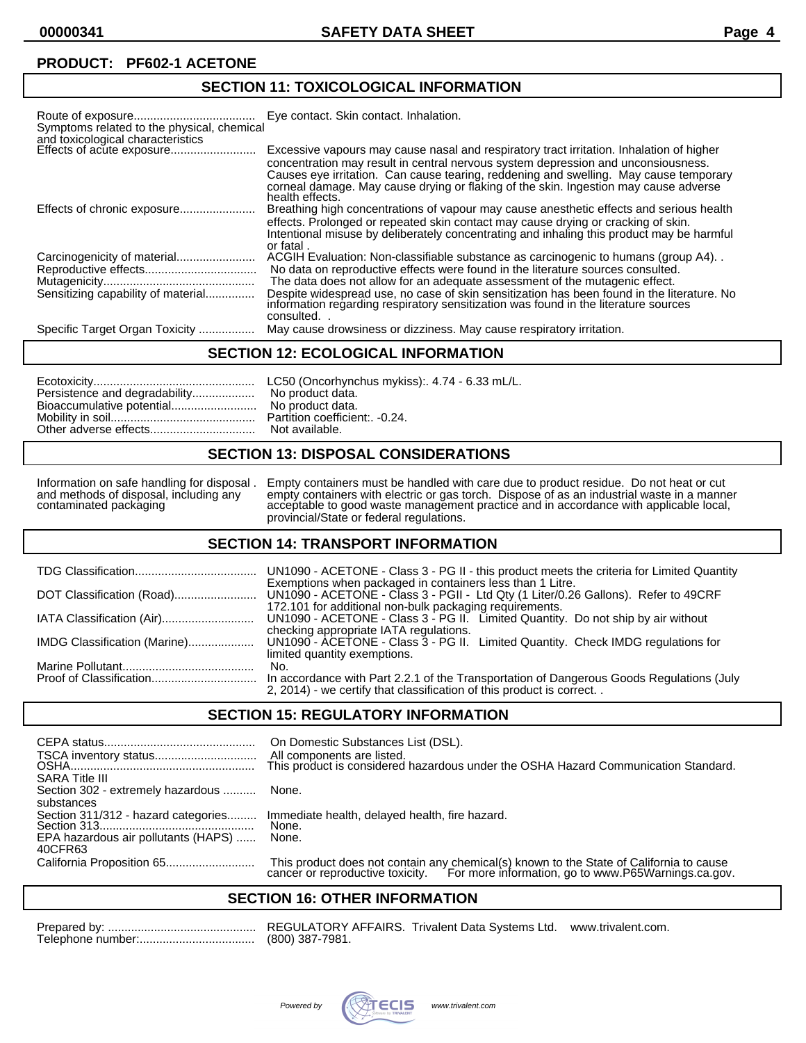**PRODUCT: PF602-1 ACETONE**

## SECTION 11: TOXICOLOGICAL INFORMATION

| | |
|---|---|
| Route of exposure | Eye contact. Skin contact. Inhalation. |
| Symptoms related to the physical, chemical and toxicological characteristics | |
| Effects of acute exposure | Excessive vapours may cause nasal and respiratory tract irritation. Inhalation of higher concentration may result in central nervous system depression and unconsiousness. Causes eye irritation. Can cause tearing, reddening and swelling. May cause temporary corneal damage. May cause drying or flaking of the skin. Ingestion may cause adverse health effects. |
| Effects of chronic exposure | Breathing high concentrations of vapour may cause anesthetic effects and serious health effects. Prolonged or repeated skin contact may cause drying or cracking of skin. Intentional misuse by deliberately concentrating and inhaling this product may be harmful or fatal . |
| Carcinogenicity of material | ACGIH Evaluation: Non-classifiable substance as carcinogenic to humans (group A4). . |
| Reproductive effects | No data on reproductive effects were found in the literature sources consulted. |
| Mutagenicity | The data does not allow for an adequate assessment of the mutagenic effect. |
| Sensitizing capability of material | Despite widespread use, no case of skin sensitization has been found in the literature. No information regarding respiratory sensitization was found in the literature sources consulted. . |
| Specific Target Organ Toxicity | May cause drowsiness or dizziness. May cause respiratory irritation. |

## SECTION 12: ECOLOGICAL INFORMATION

| | |
|---|---|
| Ecotoxicity | LC50 (Oncorhynchus mykiss):. 4.74 - 6.33 mL/L. |
| Persistence and degradability | No product data. |
| Bioaccumulative potential | No product data. |
| Mobility in soil | Partition coefficient:. -0.24. |
| Other adverse effects | Not available. |

## SECTION 13: DISPOSAL CONSIDERATIONS

| | |
|---|---|
| Information on safe handling for disposal . and methods of disposal, including any contaminated packaging | Empty containers must be handled with care due to product residue. Do not heat or cut empty containers with electric or gas torch. Dispose of as an industrial waste in a manner acceptable to good waste management practice and in accordance with applicable local, provincial/State or federal regulations. |

## SECTION 14: TRANSPORT INFORMATION

| | |
|---|---|
| TDG Classification | UN1090 - ACETONE - Class 3 - PG II - this product meets the criteria for Limited Quantity Exemptions when packaged in containers less than 1 Litre. |
| DOT Classification (Road) | UN1090 - ACETONE - Class 3 - PGII - Ltd Qty (1 Liter/0.26 Gallons). Refer to 49CRF 172.101 for additional non-bulk packaging requirements. |
| IATA Classification (Air) | UN1090 - ACETONE - Class 3 - PG II. Limited Quantity. Do not ship by air without checking appropriate IATA regulations. |
| IMDG Classification (Marine) | UN1090 - ACETONE - Class 3 - PG II. Limited Quantity. Check IMDG regulations for limited quantity exemptions. |
| Marine Pollutant | No. |
| Proof of Classification | In accordance with Part 2.2.1 of the Transportation of Dangerous Goods Regulations (July 2, 2014) - we certify that classification of this product is correct. . |

## SECTION 15: REGULATORY INFORMATION

| | |
|---|---|
| CEPA status | On Domestic Substances List (DSL). |
| TSCA inventory status | All components are listed. |
| OSHA | This product is considered hazardous under the OSHA Hazard Communication Standard. |
| SARA Title III | |
| Section 302 - extremely hazardous substances | None. |
| Section 311/312 - hazard categories | Immediate health, delayed health, fire hazard. |
| Section 313 | None. |
| EPA hazardous air pollutants (HAPS) 40CFR63 | None. |
| California Proposition 65 | This product does not contain any chemical(s) known to the State of California to cause cancer or reproductive toxicity. For more information, go to www.P65Warnings.ca.gov. |

## SECTION 16: OTHER INFORMATION

| | |
|---|---|
| Prepared by: | REGULATORY AFFAIRS. Trivalent Data Systems Ltd. www.trivalent.com. |
| Telephone number: | (800) 387-7981. |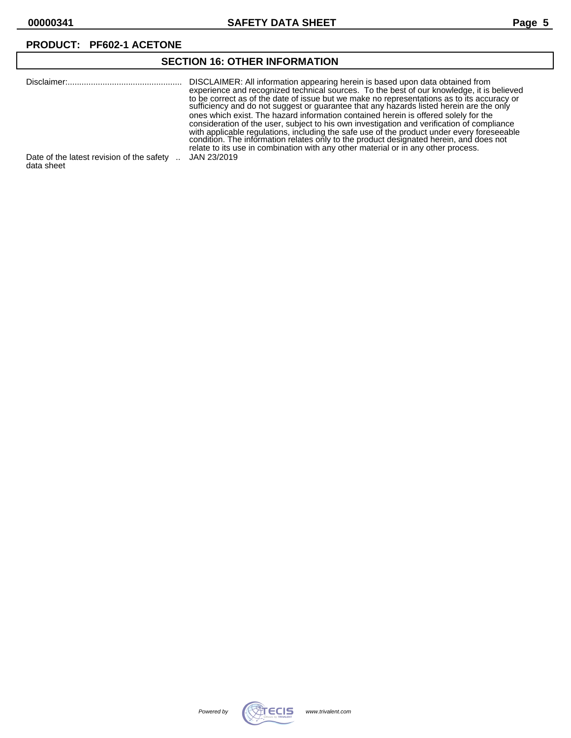**PRODUCT: PF602-1 ACETONE**

## SECTION 16: OTHER INFORMATION

| | |
|---|---|
| Disclaimer: | DISCLAIMER: All information appearing herein is based upon data obtained from experience and recognized technical sources. To the best of our knowledge, it is believed to be correct as of the date of issue but we make no representations as to its accuracy or sufficiency and do not suggest or guarantee that any hazards listed herein are the only ones which exist. The hazard information contained herein is offered solely for the consideration of the user, subject to his own investigation and verification of compliance with applicable regulations, including the safe use of the product under every foreseeable condition. The information relates only to the product designated herein, and does not relate to its use in combination with any other material or in any other process. |
| Date of the latest revision of the safety data sheet | JAN 23/2019 |